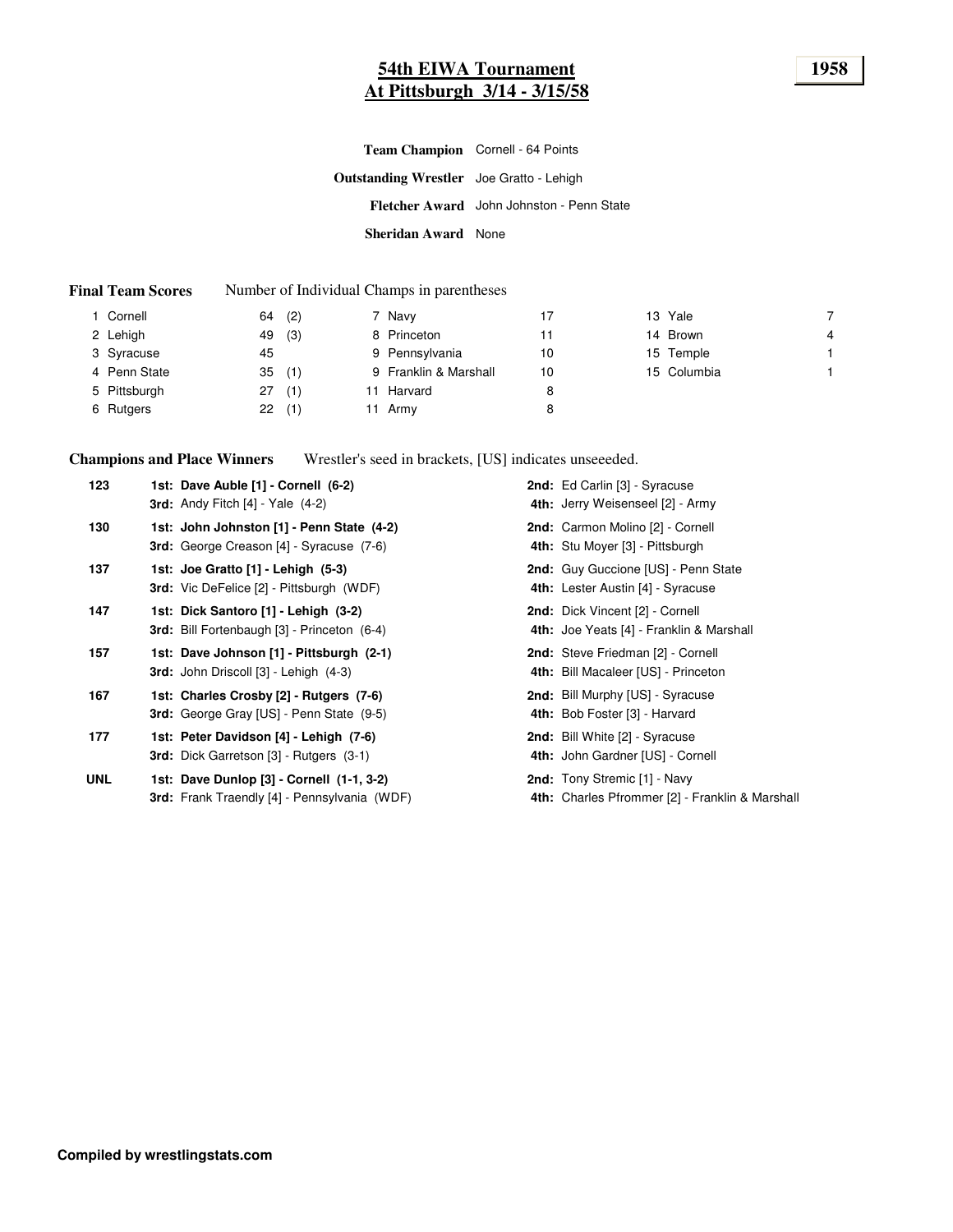# 54th EIWA Tournament
## At Pittsburgh 3/14 - 3/15/58

**1958**

**Team Champion** Cornell - 64 Points

**Outstanding Wrestler** Joe Gratto - Lehigh

**Fletcher Award** John Johnston - Penn State

**Sheridan Award** None

**Final Team Scores** Number of Individual Champs in parentheses

| Rank | Team | Score | Champs |
|---|---|---|---|
| 1 | Cornell | 64 | (2) |
| 2 | Lehigh | 49 | (3) |
| 3 | Syracuse | 45 | |
| 4 | Penn State | 35 | (1) |
| 5 | Pittsburgh | 27 | (1) |
| 6 | Rutgers | 22 | (1) |
| 7 | Navy | 17 | |
| 8 | Princeton | 11 | |
| 9 | Pennsylvania | 10 | |
| 9 | Franklin & Marshall | 10 | |
| 11 | Harvard | 8 | |
| 11 | Army | 8 | |
| 13 | Yale | 7 | |
| 14 | Brown | 4 | |
| 15 | Temple | 1 | |
| 15 | Columbia | 1 | |

**Champions and Place Winners** Wrestler's seed in brackets, [US] indicates unseeeded.

| Weight | 1st / 3rd | 2nd / 4th |
|---|---|---|
| 123 | **1st: Dave Auble [1] - Cornell (6-2)** | **2nd:** Ed Carlin [3] - Syracuse |
| | **3rd:** Andy Fitch [4] - Yale (4-2) | **4th:** Jerry Weisenseel [2] - Army |
| 130 | **1st: John Johnston [1] - Penn State (4-2)** | **2nd:** Carmon Molino [2] - Cornell |
| | **3rd:** George Creason [4] - Syracuse (7-6) | **4th:** Stu Moyer [3] - Pittsburgh |
| 137 | **1st: Joe Gratto [1] - Lehigh (5-3)** | **2nd:** Guy Guccione [US] - Penn State |
| | **3rd:** Vic DeFelice [2] - Pittsburgh (WDF) | **4th:** Lester Austin [4] - Syracuse |
| 147 | **1st: Dick Santoro [1] - Lehigh (3-2)** | **2nd:** Dick Vincent [2] - Cornell |
| | **3rd:** Bill Fortenbaugh [3] - Princeton (6-4) | **4th:** Joe Yeats [4] - Franklin & Marshall |
| 157 | **1st: Dave Johnson [1] - Pittsburgh (2-1)** | **2nd:** Steve Friedman [2] - Cornell |
| | **3rd:** John Driscoll [3] - Lehigh (4-3) | **4th:** Bill Macaleer [US] - Princeton |
| 167 | **1st: Charles Crosby [2] - Rutgers (7-6)** | **2nd:** Bill Murphy [US] - Syracuse |
| | **3rd:** George Gray [US] - Penn State (9-5) | **4th:** Bob Foster [3] - Harvard |
| 177 | **1st: Peter Davidson [4] - Lehigh (7-6)** | **2nd:** Bill White [2] - Syracuse |
| | **3rd:** Dick Garretson [3] - Rutgers (3-1) | **4th:** John Gardner [US] - Cornell |
| UNL | **1st: Dave Dunlop [3] - Cornell (1-1, 3-2)** | **2nd:** Tony Stremic [1] - Navy |
| | **3rd:** Frank Traendly [4] - Pennsylvania (WDF) | **4th:** Charles Pfrommer [2] - Franklin & Marshall |

**Compiled by wrestlingstats.com**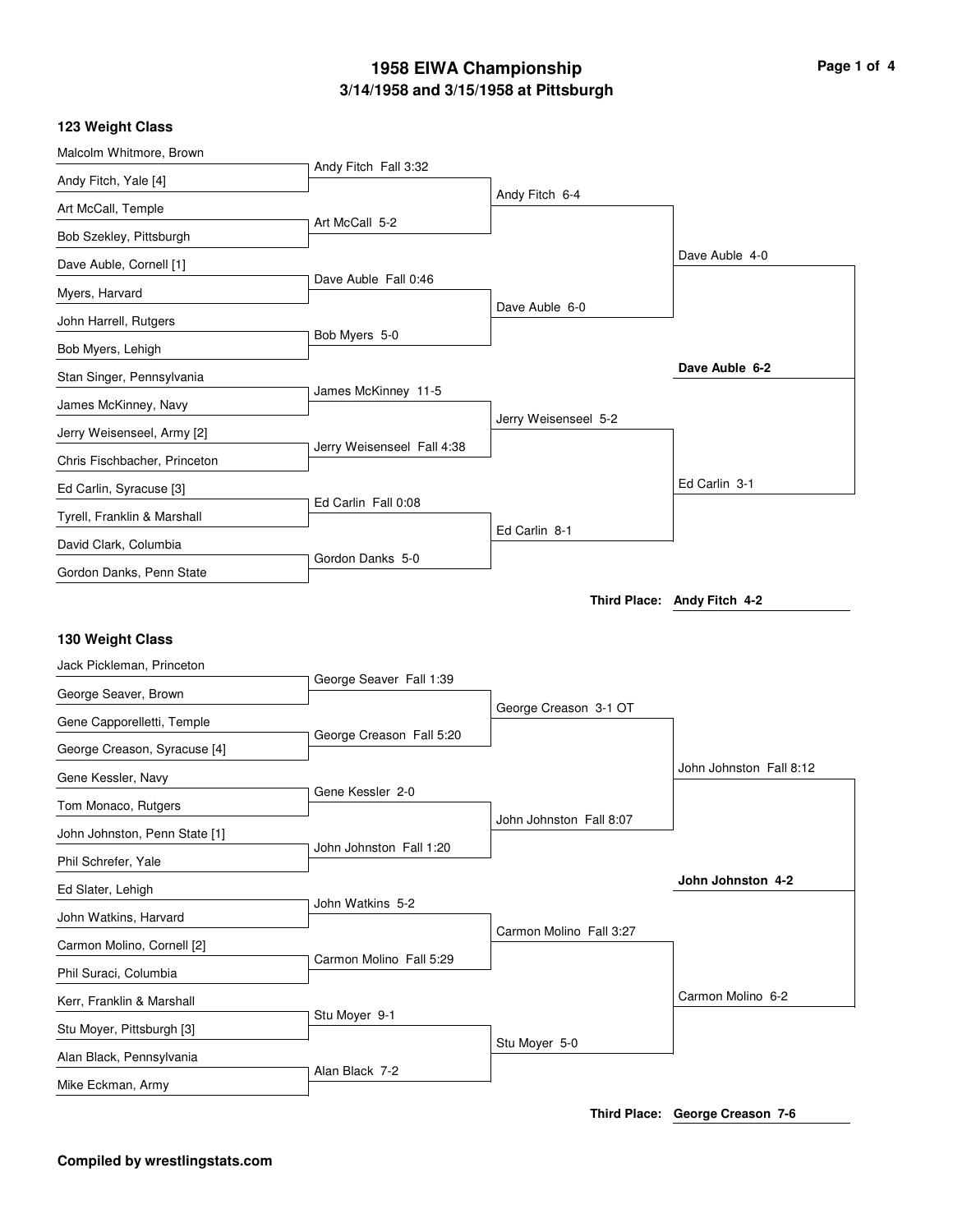# 1958 EIWA Championship

## 3/14/1958 and 3/15/1958 at Pittsburgh

### 123 Weight Class

**First Round**

- Malcolm Whitmore, Brown vs. Andy Fitch, Yale [4] — Andy Fitch Fall 3:32
- Art McCall, Temple vs. Bob Szekley, Pittsburgh — Art McCall 5-2
- Dave Auble, Cornell [1] vs. Myers, Harvard — Dave Auble Fall 0:46
- John Harrell, Rutgers vs. Bob Myers, Lehigh — Bob Myers 5-0
- Stan Singer, Pennsylvania vs. James McKinney, Navy — James McKinney 11-5
- Jerry Weisenseel, Army [2] vs. Chris Fischbacher, Princeton — Jerry Weisenseel Fall 4:38
- Ed Carlin, Syracuse [3] vs. Tyrell, Franklin & Marshall — Ed Carlin Fall 0:08
- David Clark, Columbia vs. Gordon Danks, Penn State — Gordon Danks 5-0

**Quarterfinals**

- Andy Fitch 6-4
- Dave Auble 6-0
- Jerry Weisenseel 5-2
- Ed Carlin 8-1

**Semifinals**

- Dave Auble 4-0
- Ed Carlin 3-1

**Final**

- **Dave Auble 6-2**

**Third Place: Andy Fitch 4-2**

### 130 Weight Class

**First Round**

- Jack Pickleman, Princeton vs. George Seaver, Brown — George Seaver Fall 1:39
- Gene Capporelletti, Temple vs. George Creason, Syracuse [4] — George Creason Fall 5:20
- Gene Kessler, Navy vs. Tom Monaco, Rutgers — Gene Kessler 2-0
- John Johnston, Penn State [1] vs. Phil Schrefer, Yale — John Johnston Fall 1:20
- Ed Slater, Lehigh vs. John Watkins, Harvard — John Watkins 5-2
- Carmon Molino, Cornell [2] vs. Phil Suraci, Columbia — Carmon Molino Fall 5:29
- Kerr, Franklin & Marshall vs. Stu Moyer, Pittsburgh [3] — Stu Moyer 9-1
- Alan Black, Pennsylvania vs. Mike Eckman, Army — Alan Black 7-2

**Quarterfinals**

- George Creason 3-1 OT
- John Johnston Fall 8:07
- Carmon Molino Fall 3:27
- Stu Moyer 5-0

**Semifinals**

- John Johnston Fall 8:12
- Carmon Molino 6-2

**Final**

- **John Johnston 4-2**

**Third Place: George Creason 7-6**

**Compiled by wrestlingstats.com**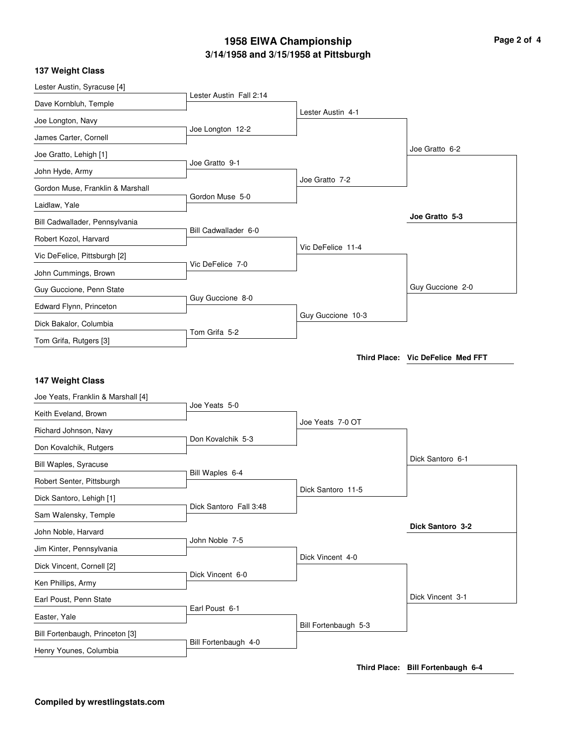# 1958 EIWA Championship

## 3/14/1958 and 3/15/1958 at Pittsburgh

### 137 Weight Class

| First Round | Quarterfinal Result | Semifinal Result | Final Result |
|---|---|---|---|
| Lester Austin, Syracuse [4] vs. Dave Kornbluh, Temple | Lester Austin Fall 2:14 | | |
| Joe Longton, Navy vs. James Carter, Cornell | Joe Longton 12-2 | Lester Austin 4-1 | |
| Joe Gratto, Lehigh [1] vs. John Hyde, Army | Joe Gratto 9-1 | | |
| Gordon Muse, Franklin & Marshall vs. Laidlaw, Yale | Gordon Muse 5-0 | Joe Gratto 7-2 | Joe Gratto 6-2 |
| Bill Cadwallader, Pennsylvania vs. Robert Kozol, Harvard | Bill Cadwallader 6-0 | | |
| Vic DeFelice, Pittsburgh [2] vs. John Cummings, Brown | Vic DeFelice 7-0 | Vic DeFelice 11-4 | |
| Guy Guccione, Penn State vs. Edward Flynn, Princeton | Guy Guccione 8-0 | | |
| Dick Bakalor, Columbia vs. Tom Grifa, Rutgers [3] | Tom Grifa 5-2 | Guy Guccione 10-3 | Guy Guccione 2-0 |

**Champion: Joe Gratto 5-3**

**Third Place: Vic DeFelice Med FFT**

### 147 Weight Class

| First Round | Quarterfinal Result | Semifinal Result | Final Result |
|---|---|---|---|
| Joe Yeats, Franklin & Marshall [4] vs. Keith Eveland, Brown | Joe Yeats 5-0 | | |
| Richard Johnson, Navy vs. Don Kovalchik, Rutgers | Don Kovalchik 5-3 | Joe Yeats 7-0 OT | |
| Bill Waples, Syracuse vs. Robert Senter, Pittsburgh | Bill Waples 6-4 | | |
| Dick Santoro, Lehigh [1] vs. Sam Walensky, Temple | Dick Santoro Fall 3:48 | Dick Santoro 11-5 | Dick Santoro 6-1 |
| John Noble, Harvard vs. Jim Kinter, Pennsylvania | John Noble 7-5 | | |
| Dick Vincent, Cornell [2] vs. Ken Phillips, Army | Dick Vincent 6-0 | Dick Vincent 4-0 | |
| Earl Poust, Penn State vs. Easter, Yale | Earl Poust 6-1 | | |
| Bill Fortenbaugh, Princeton [3] vs. Henry Younes, Columbia | Bill Fortenbaugh 4-0 | Bill Fortenbaugh 5-3 | Dick Vincent 3-1 |

**Champion: Dick Santoro 3-2**

**Third Place: Bill Fortenbaugh 6-4**

**Compiled by wrestlingstats.com**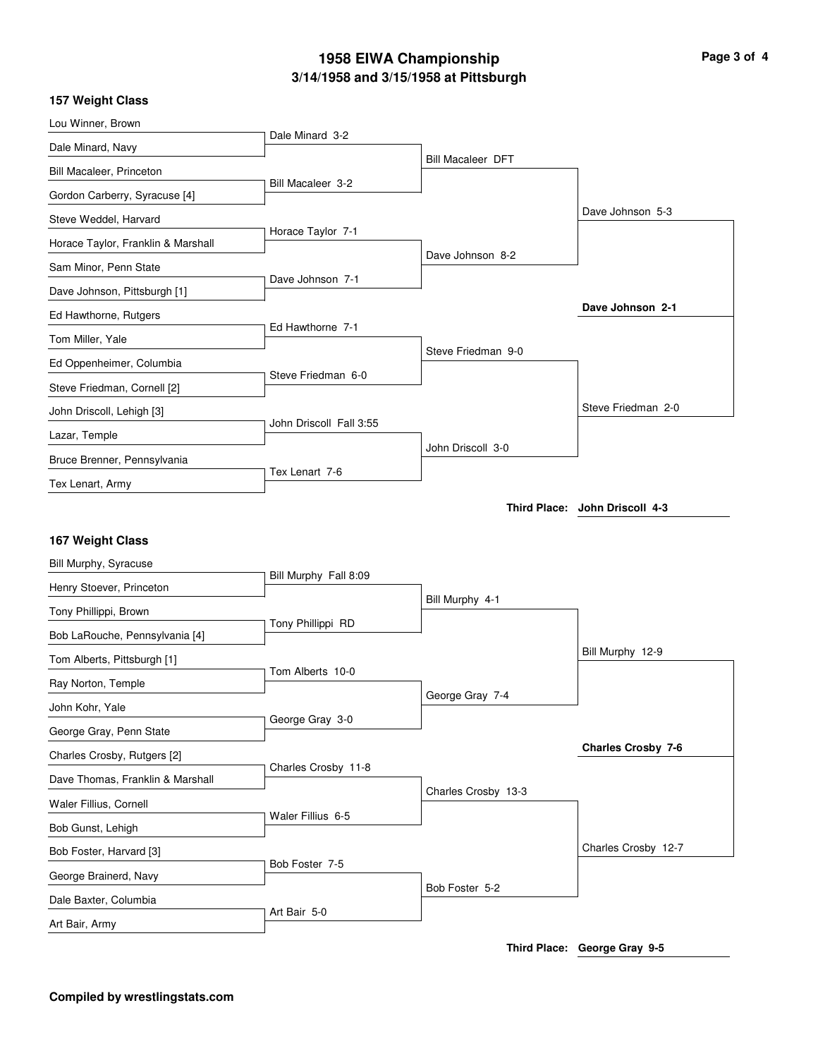# 1958 EIWA Championship
## 3/14/1958 and 3/15/1958 at Pittsburgh

### 157 Weight Class

**First Round**
- Lou Winner, Brown vs. Dale Minard, Navy — Dale Minard 3-2
- Bill Macaleer, Princeton vs. Gordon Carberry, Syracuse [4] — Bill Macaleer 3-2
- Steve Weddel, Harvard vs. Horace Taylor, Franklin & Marshall — Horace Taylor 7-1
- Sam Minor, Penn State vs. Dave Johnson, Pittsburgh [1] — Dave Johnson 7-1
- Ed Hawthorne, Rutgers vs. Tom Miller, Yale — Ed Hawthorne 7-1
- Ed Oppenheimer, Columbia vs. Steve Friedman, Cornell [2] — Steve Friedman 6-0
- John Driscoll, Lehigh [3] vs. Lazar, Temple — John Driscoll Fall 3:55
- Bruce Brenner, Pennsylvania vs. Tex Lenart, Army — Tex Lenart 7-6

**Quarterfinals**
- Bill Macaleer DFT
- Dave Johnson 8-2
- Steve Friedman 9-0
- John Driscoll 3-0

**Semifinals**
- Dave Johnson 5-3
- Steve Friedman 2-0

**Final**
- **Dave Johnson 2-1**

**Third Place: John Driscoll 4-3**

### 167 Weight Class

**First Round**
- Bill Murphy, Syracuse vs. Henry Stoever, Princeton — Bill Murphy Fall 8:09
- Tony Phillippi, Brown vs. Bob LaRouche, Pennsylvania [4] — Tony Phillippi RD
- Tom Alberts, Pittsburgh [1] vs. Ray Norton, Temple — Tom Alberts 10-0
- John Kohr, Yale vs. George Gray, Penn State — George Gray 3-0
- Charles Crosby, Rutgers [2] vs. Dave Thomas, Franklin & Marshall — Charles Crosby 11-8
- Waler Fillius, Cornell vs. Bob Gunst, Lehigh — Waler Fillius 6-5
- Bob Foster, Harvard [3] vs. George Brainerd, Navy — Bob Foster 7-5
- Dale Baxter, Columbia vs. Art Bair, Army — Art Bair 5-0

**Quarterfinals**
- Bill Murphy 4-1
- George Gray 7-4
- Charles Crosby 13-3
- Bob Foster 5-2

**Semifinals**
- Bill Murphy 12-9
- Charles Crosby 12-7

**Final**
- **Charles Crosby 7-6**

**Third Place: George Gray 9-5**

**Compiled by wrestlingstats.com**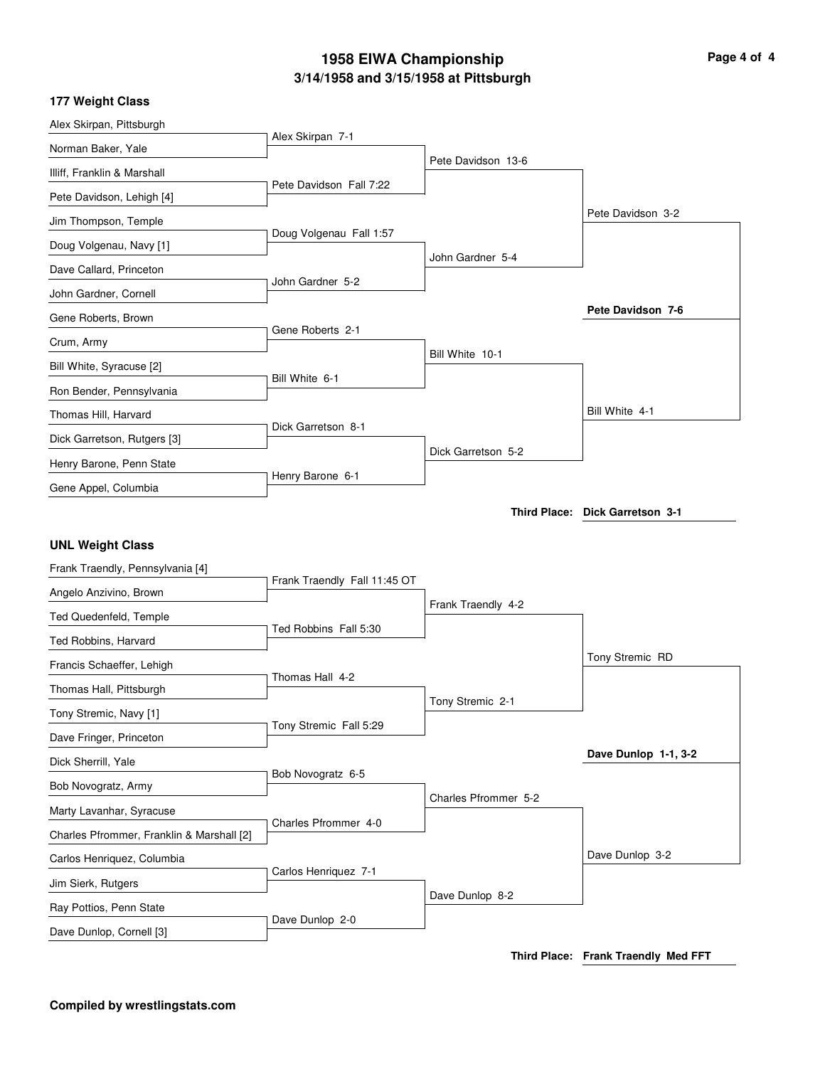# 1958 EIWA Championship

## 3/14/1958 and 3/15/1958 at Pittsburgh

### 177 Weight Class

**First Round**

- Alex Skirpan, Pittsburgh vs. Norman Baker, Yale — Alex Skirpan 7-1
- Illiff, Franklin & Marshall vs. Pete Davidson, Lehigh [4] — Pete Davidson Fall 7:22
- Jim Thompson, Temple vs. Doug Volgenau, Navy [1] — Doug Volgenau Fall 1:57
- Dave Callard, Princeton vs. John Gardner, Cornell — John Gardner 5-2
- Gene Roberts, Brown vs. Crum, Army — Gene Roberts 2-1
- Bill White, Syracuse [2] vs. Ron Bender, Pennsylvania — Bill White 6-1
- Thomas Hill, Harvard vs. Dick Garretson, Rutgers [3] — Dick Garretson 8-1
- Henry Barone, Penn State vs. Gene Appel, Columbia — Henry Barone 6-1

**Quarterfinals**

- Pete Davidson 13-6
- John Gardner 5-4
- Bill White 10-1
- Dick Garretson 5-2

**Semifinals**

- Pete Davidson 3-2
- Bill White 4-1

**Final**

- **Pete Davidson 7-6**

**Third Place: Dick Garretson 3-1**

### UNL Weight Class

**First Round**

- Frank Traendly, Pennsylvania [4] vs. Angelo Anzivino, Brown — Frank Traendly Fall 11:45 OT
- Ted Quedenfeld, Temple vs. Ted Robbins, Harvard — Ted Robbins Fall 5:30
- Francis Schaeffer, Lehigh vs. Thomas Hall, Pittsburgh — Thomas Hall 4-2
- Tony Stremic, Navy [1] vs. Dave Fringer, Princeton — Tony Stremic Fall 5:29
- Dick Sherrill, Yale vs. Bob Novogratz, Army — Bob Novogratz 6-5
- Marty Lavanhar, Syracuse vs. Charles Pfrommer, Franklin & Marshall [2] — Charles Pfrommer 4-0
- Carlos Henriquez, Columbia vs. Jim Sierk, Rutgers — Carlos Henriquez 7-1
- Ray Pottios, Penn State vs. Dave Dunlop, Cornell [3] — Dave Dunlop 2-0

**Quarterfinals**

- Frank Traendly 4-2
- Tony Stremic 2-1
- Charles Pfrommer 5-2
- Dave Dunlop 8-2

**Semifinals**

- Tony Stremic RD
- Dave Dunlop 3-2

**Final**

- **Dave Dunlop 1-1, 3-2**

**Third Place: Frank Traendly Med FFT**

**Compiled by wrestlingstats.com**